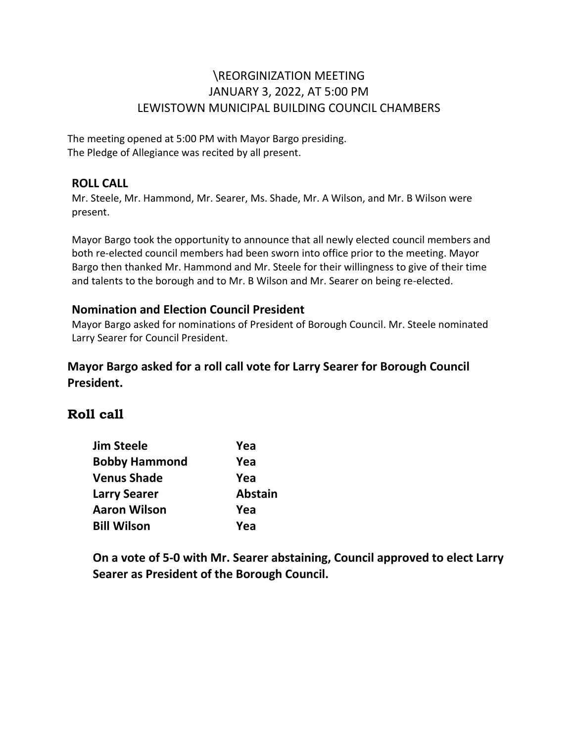# \REORGINIZATION MEETING
# JANUARY 3, 2022, AT 5:00 PM
# LEWISTOWN MUNICIPAL BUILDING COUNCIL CHAMBERS

The meeting opened at 5:00 PM with Mayor Bargo presiding.
The Pledge of Allegiance was recited by all present.

## ROLL CALL

Mr. Steele, Mr. Hammond, Mr. Searer, Ms. Shade, Mr. A Wilson, and Mr. B Wilson were present.

Mayor Bargo took the opportunity to announce that all newly elected council members and both re-elected council members had been sworn into office prior to the meeting. Mayor Bargo then thanked Mr. Hammond and Mr. Steele for their willingness to give of their time and talents to the borough and to Mr. B Wilson and Mr. Searer on being re-elected.

## Nomination and Election Council President

Mayor Bargo asked for nominations of President of Borough Council. Mr. Steele nominated Larry Searer for Council President.

**Mayor Bargo asked for a roll call vote for Larry Searer for Borough Council President.**

## Roll call

| | |
|---|---|
| **Jim Steele** | **Yea** |
| **Bobby Hammond** | **Yea** |
| **Venus Shade** | **Yea** |
| **Larry Searer** | **Abstain** |
| **Aaron Wilson** | **Yea** |
| **Bill Wilson** | **Yea** |

**On a vote of 5-0 with Mr. Searer abstaining, Council approved to elect Larry Searer as President of the Borough Council.**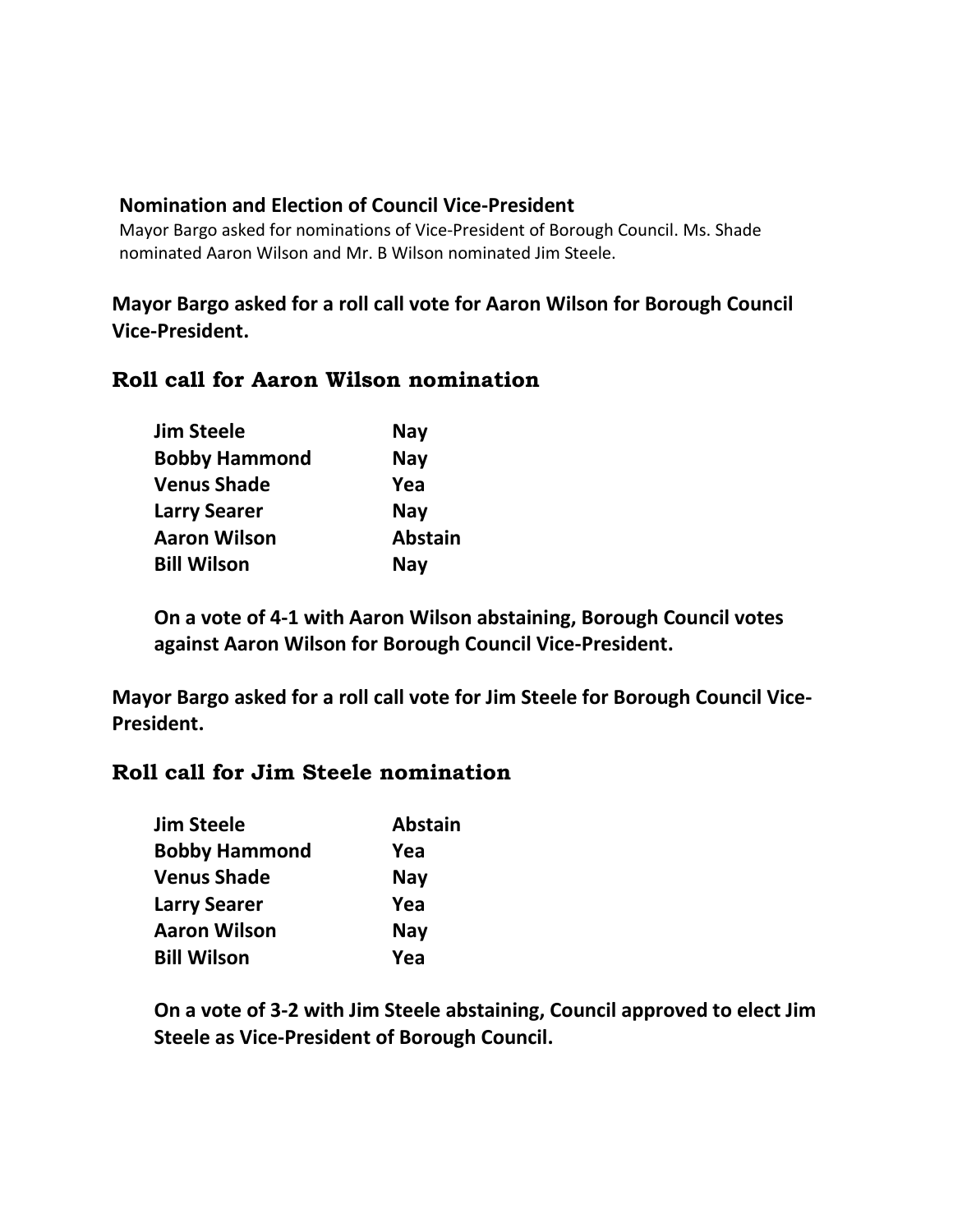**Nomination and Election of Council Vice-President**

Mayor Bargo asked for nominations of Vice-President of Borough Council. Ms. Shade nominated Aaron Wilson and Mr. B Wilson nominated Jim Steele.

**Mayor Bargo asked for a roll call vote for Aaron Wilson for Borough Council Vice-President.**

## Roll call for Aaron Wilson nomination

| | |
|---|---|
| **Jim Steele** | **Nay** |
| **Bobby Hammond** | **Nay** |
| **Venus Shade** | **Yea** |
| **Larry Searer** | **Nay** |
| **Aaron Wilson** | **Abstain** |
| **Bill Wilson** | **Nay** |

**On a vote of 4-1 with Aaron Wilson abstaining, Borough Council votes against Aaron Wilson for Borough Council Vice-President.**

**Mayor Bargo asked for a roll call vote for Jim Steele for Borough Council Vice-President.**

## Roll call for Jim Steele nomination

| | |
|---|---|
| **Jim Steele** | **Abstain** |
| **Bobby Hammond** | **Yea** |
| **Venus Shade** | **Nay** |
| **Larry Searer** | **Yea** |
| **Aaron Wilson** | **Nay** |
| **Bill Wilson** | **Yea** |

**On a vote of 3-2 with Jim Steele abstaining, Council approved to elect Jim Steele as Vice-President of Borough Council.**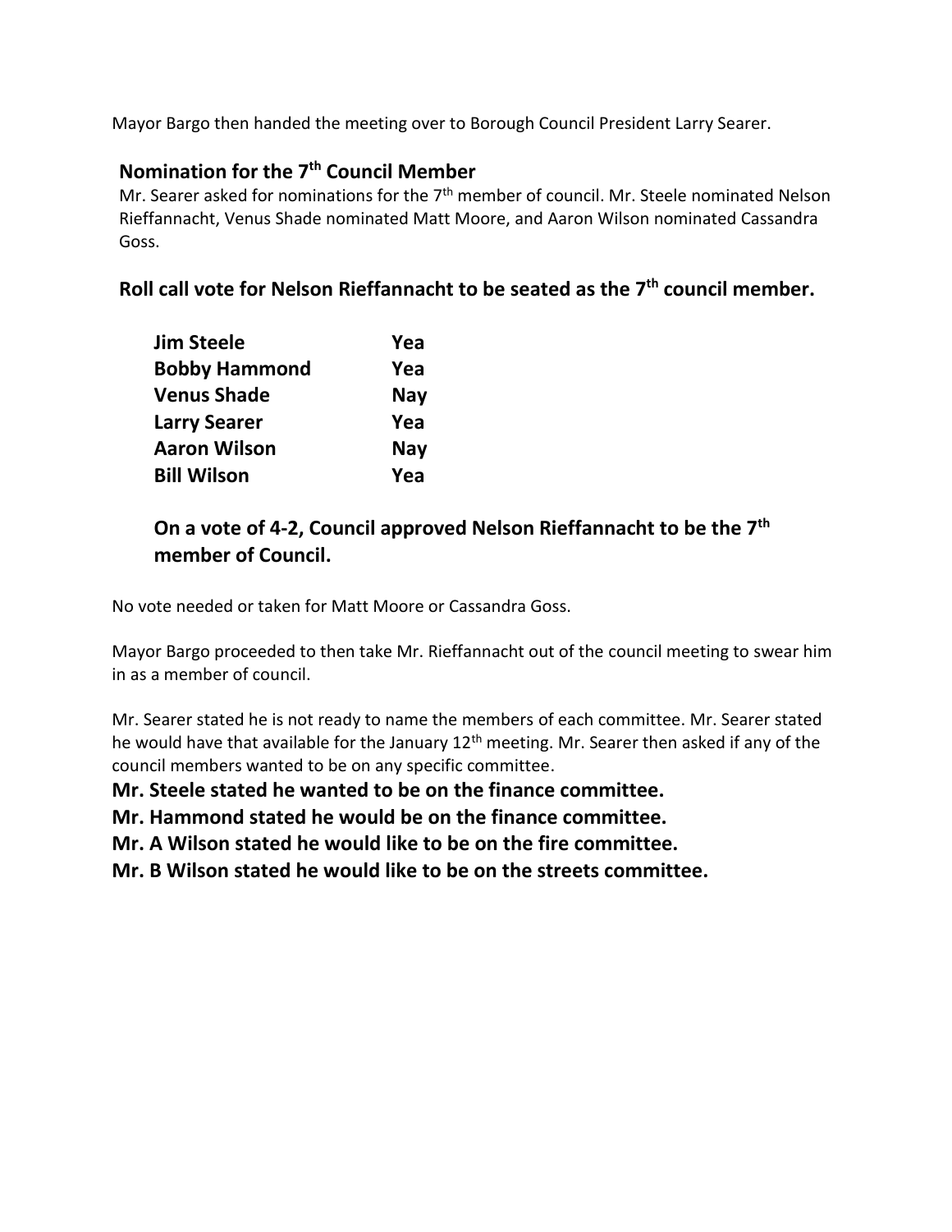Mayor Bargo then handed the meeting over to Borough Council President Larry Searer.

## Nomination for the 7th Council Member

Mr. Searer asked for nominations for the 7th member of council. Mr. Steele nominated Nelson Rieffannacht, Venus Shade nominated Matt Moore, and Aaron Wilson nominated Cassandra Goss.

## Roll call vote for Nelson Rieffannacht to be seated as the 7th council member.

| | |
|---|---|
| **Jim Steele** | **Yea** |
| **Bobby Hammond** | **Yea** |
| **Venus Shade** | **Nay** |
| **Larry Searer** | **Yea** |
| **Aaron Wilson** | **Nay** |
| **Bill Wilson** | **Yea** |

**On a vote of 4-2, Council approved Nelson Rieffannacht to be the 7th member of Council.**

No vote needed or taken for Matt Moore or Cassandra Goss.

Mayor Bargo proceeded to then take Mr. Rieffannacht out of the council meeting to swear him in as a member of council.

Mr. Searer stated he is not ready to name the members of each committee. Mr. Searer stated he would have that available for the January 12th meeting. Mr. Searer then asked if any of the council members wanted to be on any specific committee.

**Mr. Steele stated he wanted to be on the finance committee.**
**Mr. Hammond stated he would be on the finance committee.**
**Mr. A Wilson stated he would like to be on the fire committee.**
**Mr. B Wilson stated he would like to be on the streets committee.**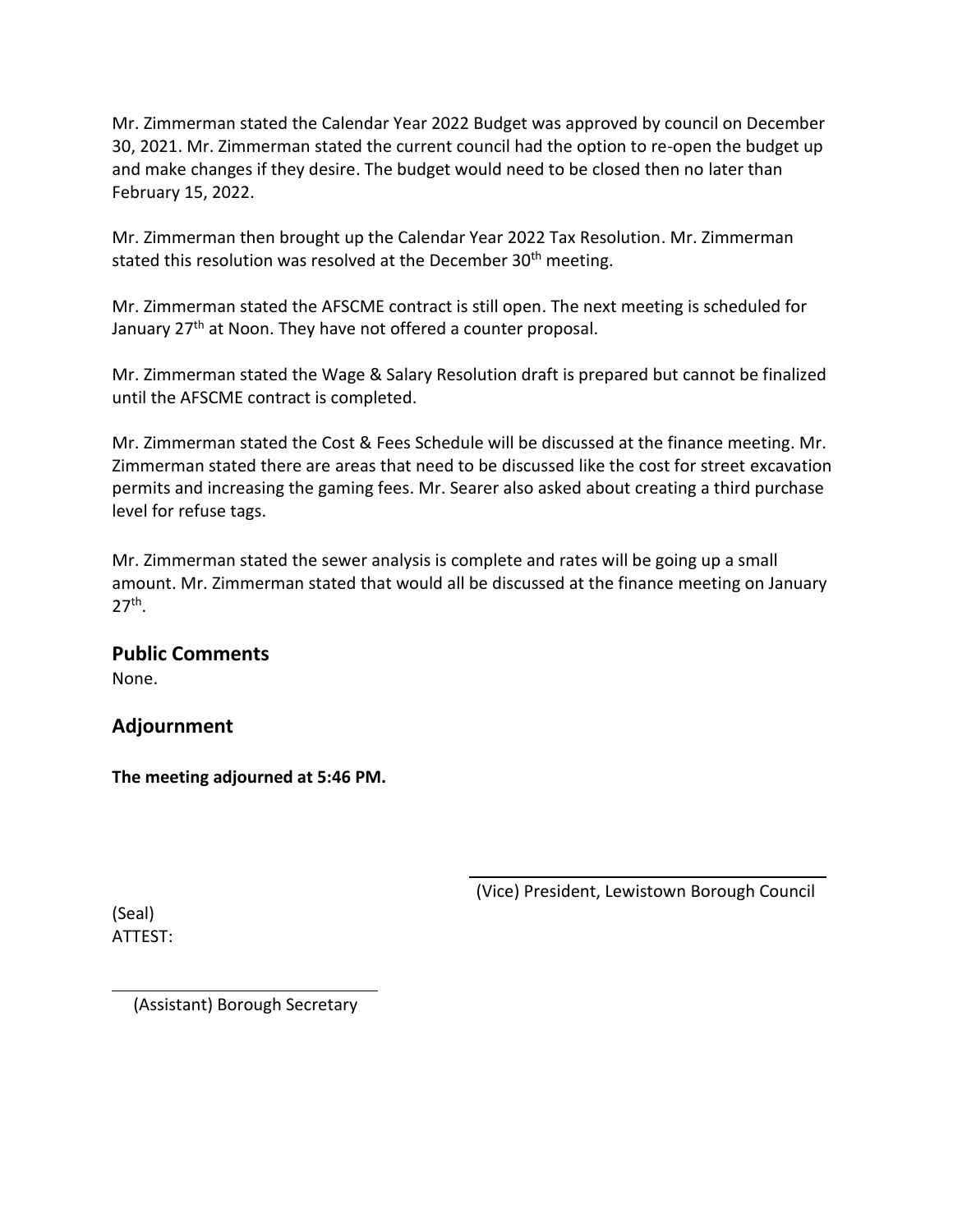Mr. Zimmerman stated the Calendar Year 2022 Budget was approved by council on December 30, 2021. Mr. Zimmerman stated the current council had the option to re-open the budget up and make changes if they desire. The budget would need to be closed then no later than February 15, 2022.

Mr. Zimmerman then brought up the Calendar Year 2022 Tax Resolution. Mr. Zimmerman stated this resolution was resolved at the December 30th meeting.

Mr. Zimmerman stated the AFSCME contract is still open. The next meeting is scheduled for January 27th at Noon. They have not offered a counter proposal.

Mr. Zimmerman stated the Wage & Salary Resolution draft is prepared but cannot be finalized until the AFSCME contract is completed.

Mr. Zimmerman stated the Cost & Fees Schedule will be discussed at the finance meeting. Mr. Zimmerman stated there are areas that need to be discussed like the cost for street excavation permits and increasing the gaming fees. Mr. Searer also asked about creating a third purchase level for refuse tags.

Mr. Zimmerman stated the sewer analysis is complete and rates will be going up a small amount. Mr. Zimmerman stated that would all be discussed at the finance meeting on January 27th.

## Public Comments

None.

## Adjournment

**The meeting adjourned at 5:46 PM.**

\_\_\_\_\_\_\_\_\_\_\_\_\_\_\_\_\_\_\_\_\_\_\_\_\_\_\_\_\_\_\_\_\_\_\_\_\_\_\_\_

(Vice) President, Lewistown Borough Council

(Seal)
ATTEST:

\_\_\_\_\_\_\_\_\_\_\_\_\_\_\_\_\_\_\_\_\_\_\_\_\_\_\_\_\_\_\_\_

(Assistant) Borough Secretary